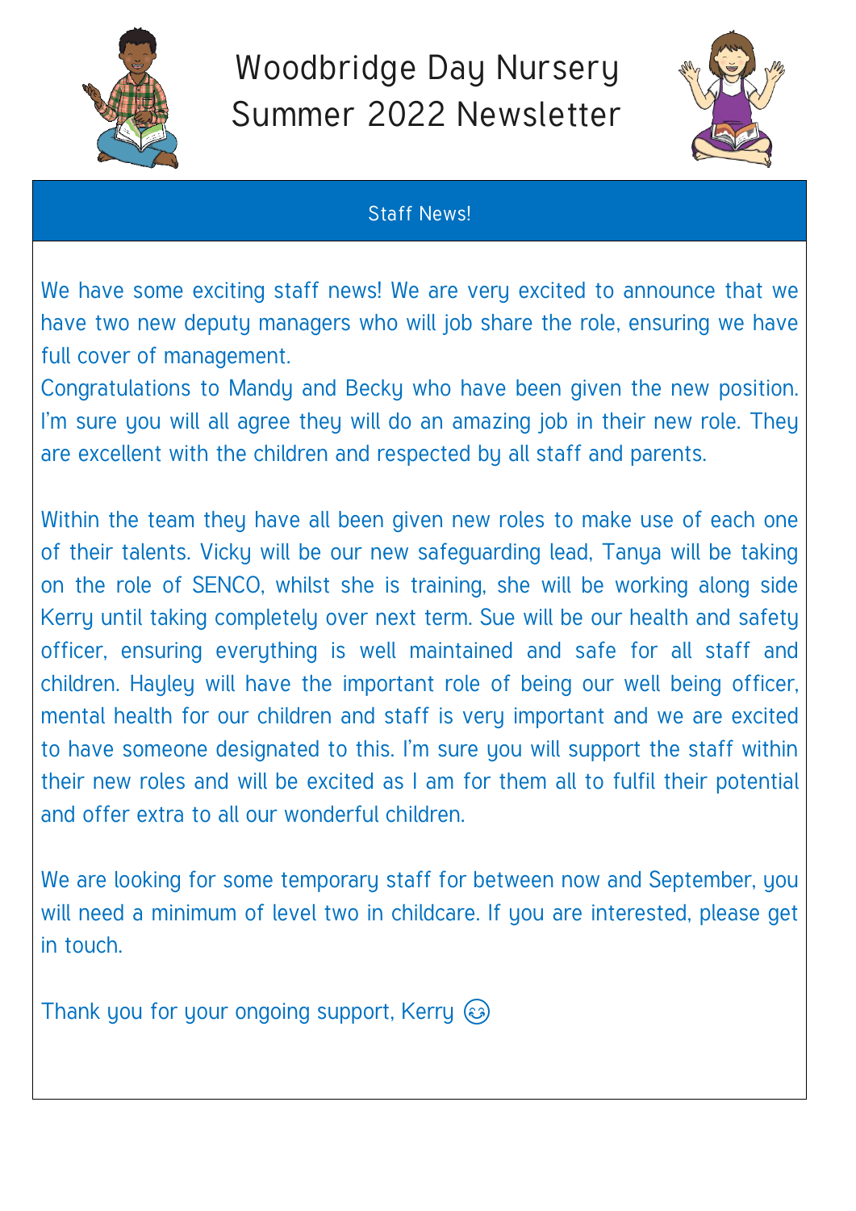# Woodbridge Day Nursery
# Summer 2022 Newsletter

## Staff News!

We have some exciting staff news! We are very excited to announce that we have two new deputy managers who will job share the role, ensuring we have full cover of management.

Congratulations to Mandy and Becky who have been given the new position. I'm sure you will all agree they will do an amazing job in their new role. They are excellent with the children and respected by all staff and parents.

Within the team they have all been given new roles to make use of each one of their talents. Vicky will be our new safeguarding lead, Tanya will be taking on the role of SENCO, whilst she is training, she will be working along side Kerry until taking completely over next term. Sue will be our health and safety officer, ensuring everything is well maintained and safe for all staff and children. Hayley will have the important role of being our well being officer, mental health for our children and staff is very important and we are excited to have someone designated to this. I'm sure you will support the staff within their new roles and will be excited as I am for them all to fulfil their potential and offer extra to all our wonderful children.

We are looking for some temporary staff for between now and September, you will need a minimum of level two in childcare. If you are interested, please get in touch.

Thank you for your ongoing support, Kerry 😊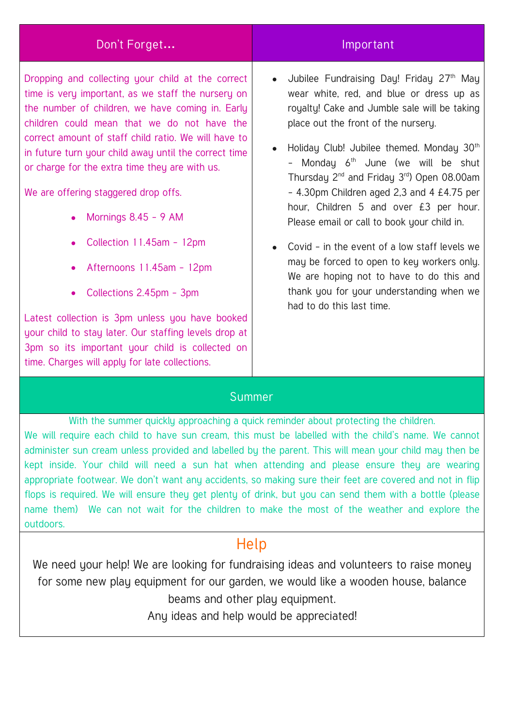## Don't Forget...

Dropping and collecting your child at the correct time is very important, as we staff the nursery on the number of children, we have coming in. Early children could mean that we do not have the correct amount of staff child ratio. We will have to in future turn your child away until the correct time or charge for the extra time they are with us.

We are offering staggered drop offs.

- Mornings 8.45 – 9 AM
- Collection 11.45am – 12pm
- Afternoons 11.45am – 12pm
- Collections 2.45pm – 3pm

Latest collection is 3pm unless you have booked your child to stay later. Our staffing levels drop at 3pm so its important your child is collected on time. Charges will apply for late collections.

## Important

- Jubilee Fundraising Day! Friday 27th May wear white, red, and blue or dress up as royalty! Cake and Jumble sale will be taking place out the front of the nursery.
- Holiday Club! Jubilee themed. Monday 30th – Monday 6th June (we will be shut Thursday 2nd and Friday 3rd) Open 08.00am – 4.30pm Children aged 2,3 and 4 £4.75 per hour, Children 5 and over £3 per hour. Please email or call to book your child in.
- Covid – in the event of a low staff levels we may be forced to open to key workers only. We are hoping not to have to do this and thank you for your understanding when we had to do this last time.

## Summer

With the summer quickly approaching a quick reminder about protecting the children.

We will require each child to have sun cream, this must be labelled with the child's name. We cannot administer sun cream unless provided and labelled by the parent. This will mean your child may then be kept inside. Your child will need a sun hat when attending and please ensure they are wearing appropriate footwear. We don't want any accidents, so making sure their feet are covered and not in flip flops is required. We will ensure they get plenty of drink, but you can send them with a bottle (please name them) We can not wait for the children to make the most of the weather and explore the outdoors.

## Help

We need your help! We are looking for fundraising ideas and volunteers to raise money for some new play equipment for our garden, we would like a wooden house, balance beams and other play equipment.

Any ideas and help would be appreciated!